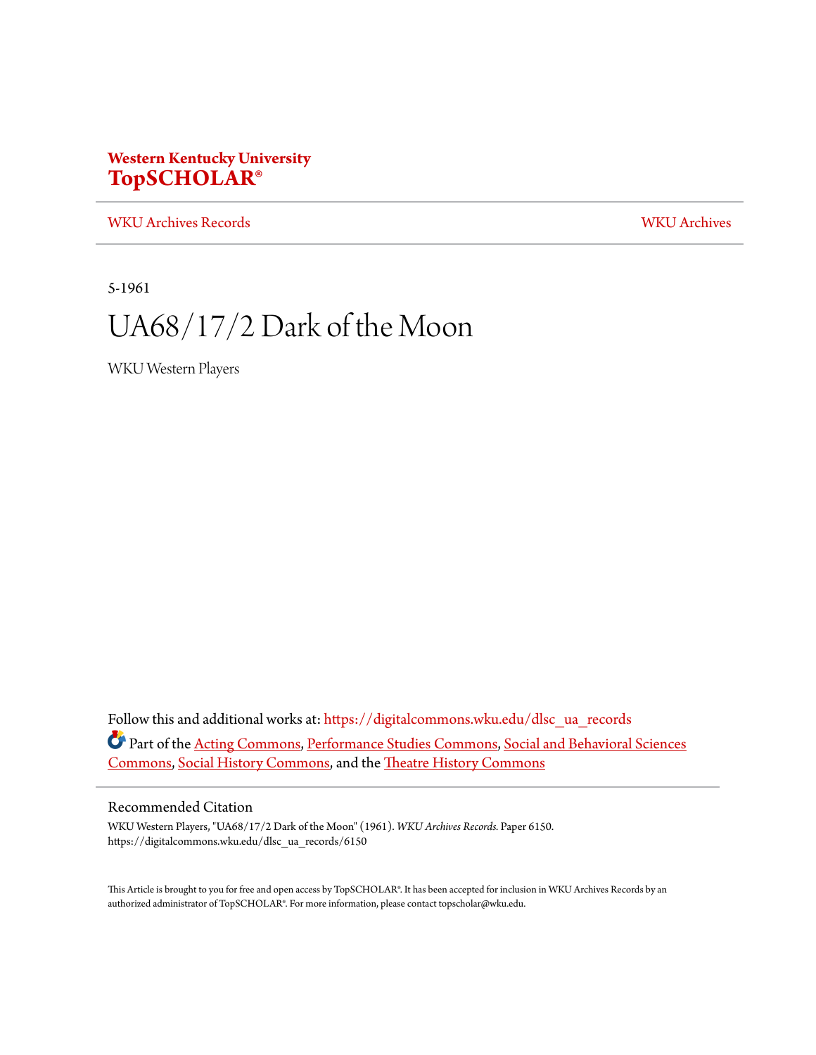**Western Kentucky University**
**TopSCHOLAR®**

WKU Archives Records | WKU Archives

5-1961

# UA68/17/2 Dark of the Moon

WKU Western Players

Follow this and additional works at: https://digitalcommons.wku.edu/dlsc_ua_records

Part of the Acting Commons, Performance Studies Commons, Social and Behavioral Sciences Commons, Social History Commons, and the Theatre History Commons

## Recommended Citation

WKU Western Players, "UA68/17/2 Dark of the Moon" (1961). *WKU Archives Records.* Paper 6150.
https://digitalcommons.wku.edu/dlsc_ua_records/6150

This Article is brought to you for free and open access by TopSCHOLAR®. It has been accepted for inclusion in WKU Archives Records by an authorized administrator of TopSCHOLAR®. For more information, please contact topscholar@wku.edu.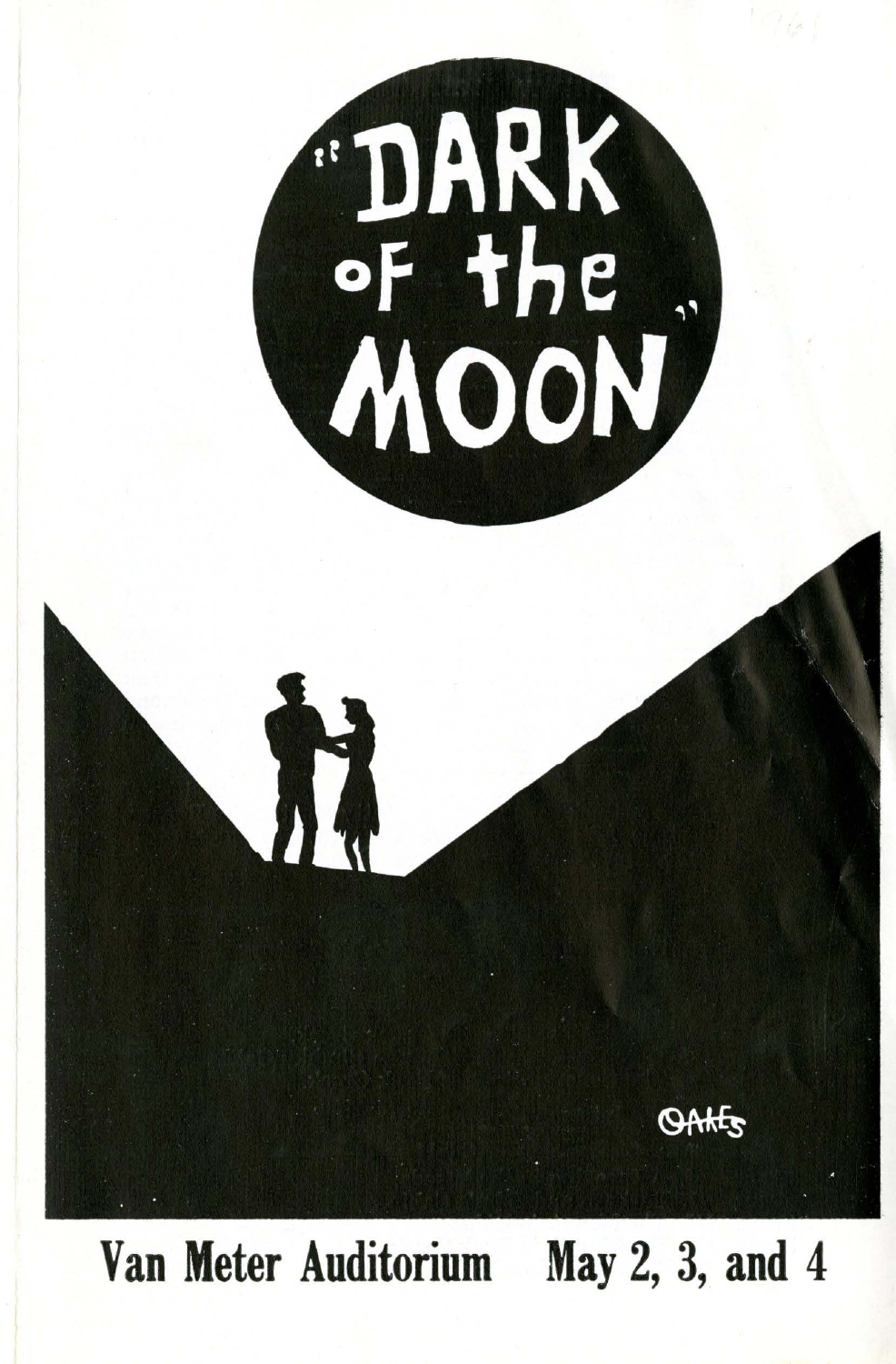# "DARK of the MOON"

OAKES

**Van Meter Auditorium May 2, 3, and 4**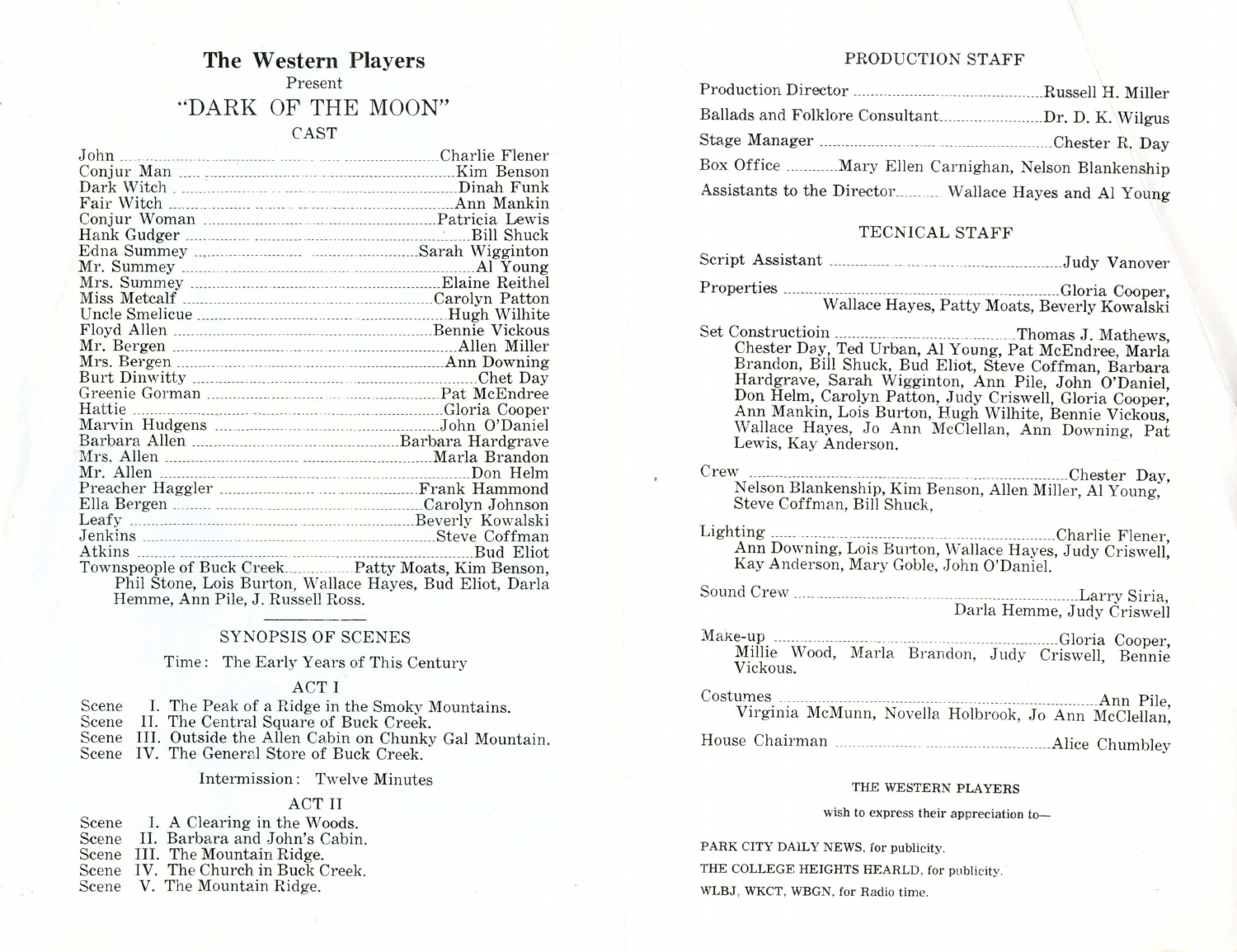# The Western Players

Present

## "DARK OF THE MOON"

### CAST

| Role | Actor |
|---|---|
| John | Charlie Flener |
| Conjur Man | Kim Benson |
| Dark Witch | Dinah Funk |
| Fair Witch | Ann Mankin |
| Conjur Woman | Patricia Lewis |
| Hank Gudger | Bill Shuck |
| Edna Summey | Sarah Wigginton |
| Mr. Summey | Al Young |
| Mrs. Summey | Elaine Reithel |
| Miss Metcalf | Carolyn Patton |
| Uncle Smelicue | Hugh Wilhite |
| Floyd Allen | Bennie Vickous |
| Mr. Bergen | Allen Miller |
| Mrs. Bergen | Ann Downing |
| Burt Dinwitty | Chet Day |
| Greenie Gorman | Pat McEndree |
| Hattie | Gloria Cooper |
| Marvin Hudgens | John O'Daniel |
| Barbara Allen | Barbara Hardgrave |
| Mrs. Allen | Marla Brandon |
| Mr. Allen | Don Helm |
| Preacher Haggler | Frank Hammond |
| Ella Bergen | Carolyn Johnson |
| Leafy | Beverly Kowalski |
| Jenkins | Steve Coffman |
| Atkins | Bud Eliot |

Townspeople of Buck Creek........Patty Moats, Kim Benson, Phil Stone, Lois Burton, Wallace Hayes, Bud Eliot, Darla Hemme, Ann Pile, J. Russell Ross.

---

### SYNOPSIS OF SCENES

Time: The Early Years of This Century

#### ACT I

Scene I. The Peak of a Ridge in the Smoky Mountains.
Scene II. The Central Square of Buck Creek.
Scene III. Outside the Allen Cabin on Chunky Gal Mountain.
Scene IV. The General Store of Buck Creek.

Intermission: Twelve Minutes

#### ACT II

Scene I. A Clearing in the Woods.
Scene II. Barbara and John's Cabin.
Scene III. The Mountain Ridge.
Scene IV. The Church in Buck Creek.
Scene V. The Mountain Ridge.

### PRODUCTION STAFF

Production Director........Russell H. Miller
Ballads and Folklore Consultant........Dr. D. K. Wilgus
Stage Manager........Chester R. Day
Box Office........Mary Ellen Carnighan, Nelson Blankenship
Assistants to the Director........Wallace Hayes and Al Young

### TECNICAL STAFF

Script Assistant........Judy Vanover

Properties........Gloria Cooper, Wallace Hayes, Patty Moats, Beverly Kowalski

Set Constructioin........Thomas J. Mathews, Chester Day, Ted Urban, Al Young, Pat McEndree, Marla Brandon, Bill Shuck, Bud Eliot, Steve Coffman, Barbara Hardgrave, Sarah Wigginton, Ann Pile, John O'Daniel, Don Helm, Carolyn Patton, Judy Criswell, Gloria Cooper, Ann Mankin, Lois Burton, Hugh Wilhite, Bennie Vickous, Wallace Hayes, Jo Ann McClellan, Ann Downing, Pat Lewis, Kay Anderson.

Crew........Chester Day, Nelson Blankenship, Kim Benson, Allen Miller, Al Young, Steve Coffman, Bill Shuck,

Lighting........Charlie Flener, Ann Downing, Lois Burton, Wallace Hayes, Judy Criswell, Kay Anderson, Mary Goble, John O'Daniel.

Sound Crew........Larry Siria, Darla Hemme, Judy Criswell

Make-up........Gloria Cooper, Millie Wood, Marla Brandon, Judy Criswell, Bennie Vickous.

Costumes........Ann Pile, Virginia McMunn, Novella Holbrook, Jo Ann McClellan,

House Chairman........Alice Chumbley

#### THE WESTERN PLAYERS

wish to express their appreciation to—

PARK CITY DAILY NEWS, for publicity.

THE COLLEGE HEIGHTS HEARLD, for publicity.

WLBJ, WKCT, WBGN, for Radio time.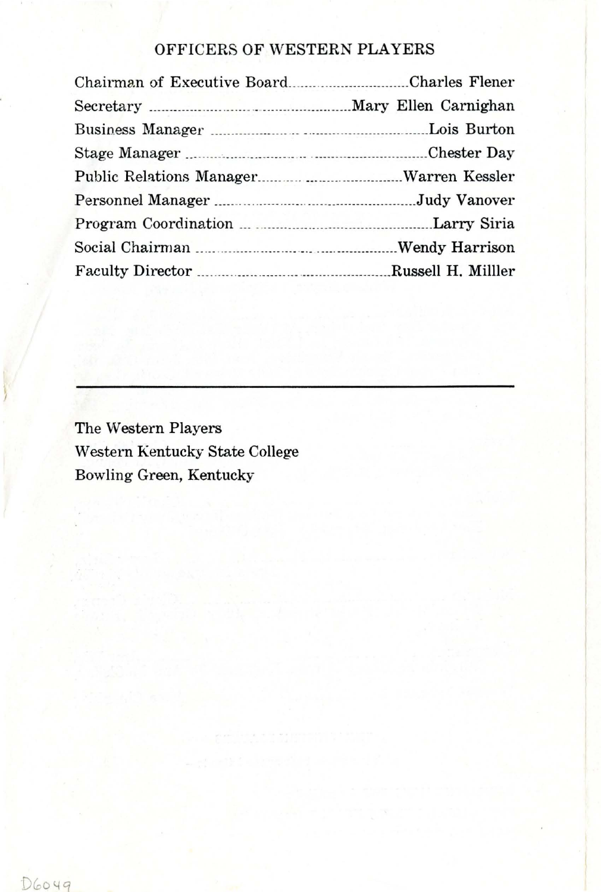## OFFICERS OF WESTERN PLAYERS

| | |
|---|---|
| Chairman of Executive Board | Charles Flener |
| Secretary | Mary Ellen Carnighan |
| Business Manager | Lois Burton |
| Stage Manager | Chester Day |
| Public Relations Manager | Warren Kessler |
| Personnel Manager | Judy Vanover |
| Program Coordination | Larry Siria |
| Social Chairman | Wendy Harrison |
| Faculty Director | Russell H. Milller |

---

The Western Players
Western Kentucky State College
Bowling Green, Kentucky

D6049